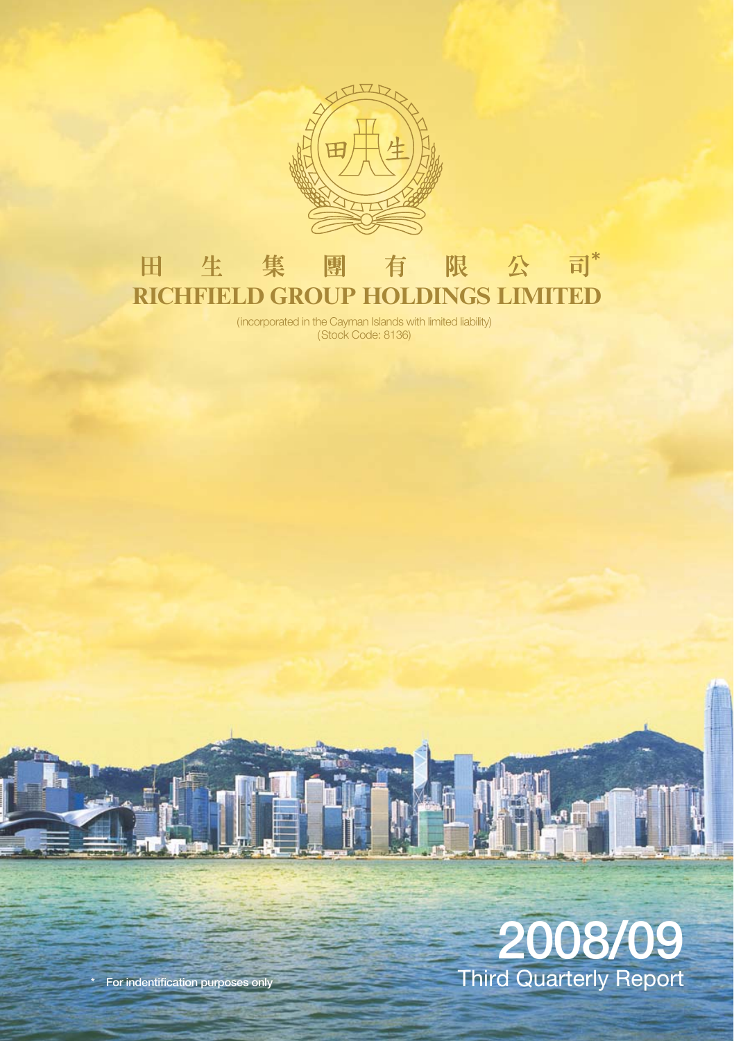# 田 生 集 團 有 限 公 司*

# RICHFIELD GROUP HOLDINGS LIMITED

(incorporated in the Cayman Islands with limited liability)
(Stock Code: 8136)

## 2008/09
## Third Quarterly Report

\* For indentification purposes only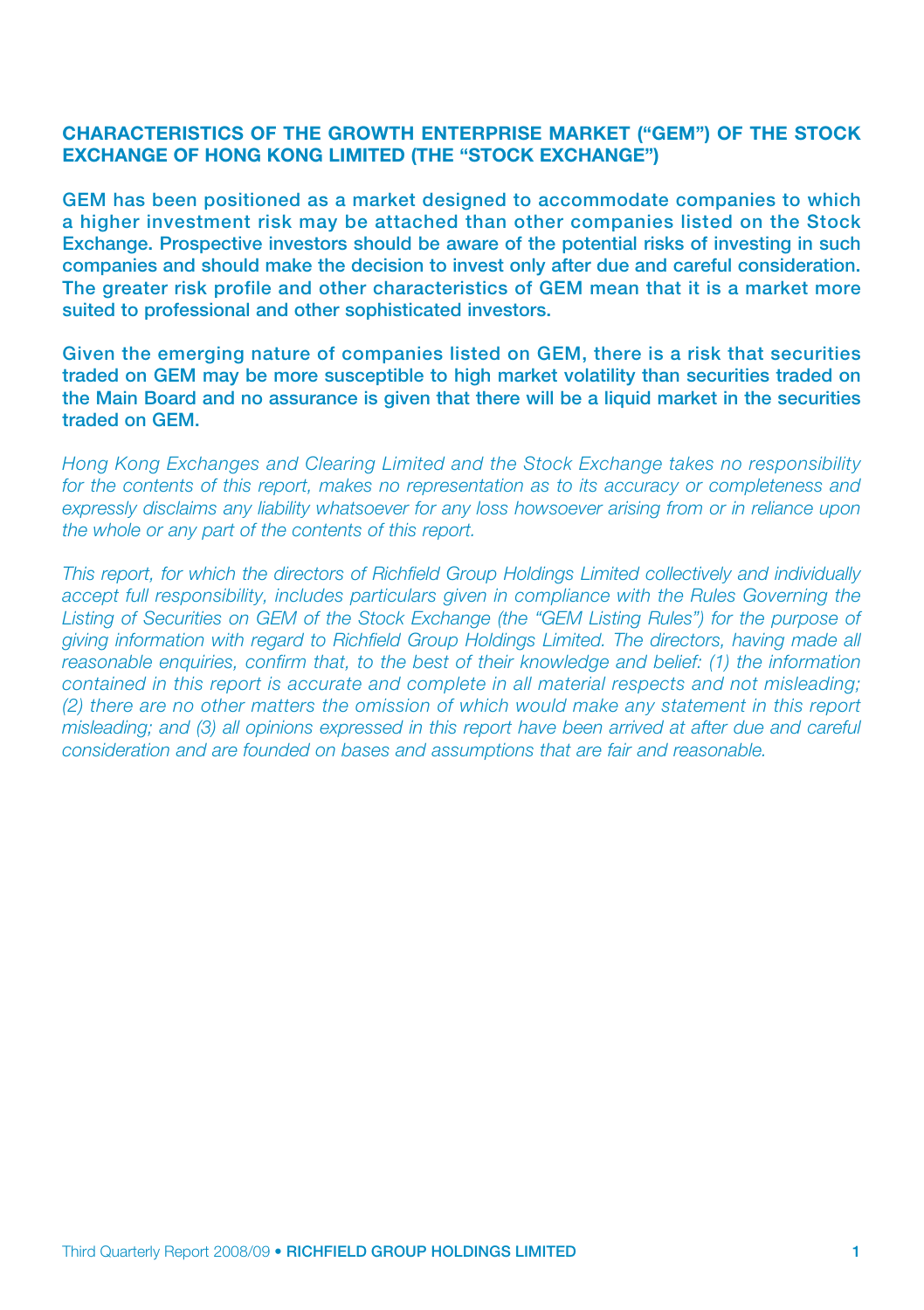## CHARACTERISTICS OF THE GROWTH ENTERPRISE MARKET ("GEM") OF THE STOCK EXCHANGE OF HONG KONG LIMITED (THE "STOCK EXCHANGE")

**GEM has been positioned as a market designed to accommodate companies to which a higher investment risk may be attached than other companies listed on the Stock Exchange. Prospective investors should be aware of the potential risks of investing in such companies and should make the decision to invest only after due and careful consideration. The greater risk profile and other characteristics of GEM mean that it is a market more suited to professional and other sophisticated investors.**

**Given the emerging nature of companies listed on GEM, there is a risk that securities traded on GEM may be more susceptible to high market volatility than securities traded on the Main Board and no assurance is given that there will be a liquid market in the securities traded on GEM.**

*Hong Kong Exchanges and Clearing Limited and the Stock Exchange takes no responsibility for the contents of this report, makes no representation as to its accuracy or completeness and expressly disclaims any liability whatsoever for any loss howsoever arising from or in reliance upon the whole or any part of the contents of this report.*

*This report, for which the directors of Richfield Group Holdings Limited collectively and individually accept full responsibility, includes particulars given in compliance with the Rules Governing the Listing of Securities on GEM of the Stock Exchange (the "GEM Listing Rules") for the purpose of giving information with regard to Richfield Group Holdings Limited. The directors, having made all reasonable enquiries, confirm that, to the best of their knowledge and belief: (1) the information contained in this report is accurate and complete in all material respects and not misleading; (2) there are no other matters the omission of which would make any statement in this report misleading; and (3) all opinions expressed in this report have been arrived at after due and careful consideration and are founded on bases and assumptions that are fair and reasonable.*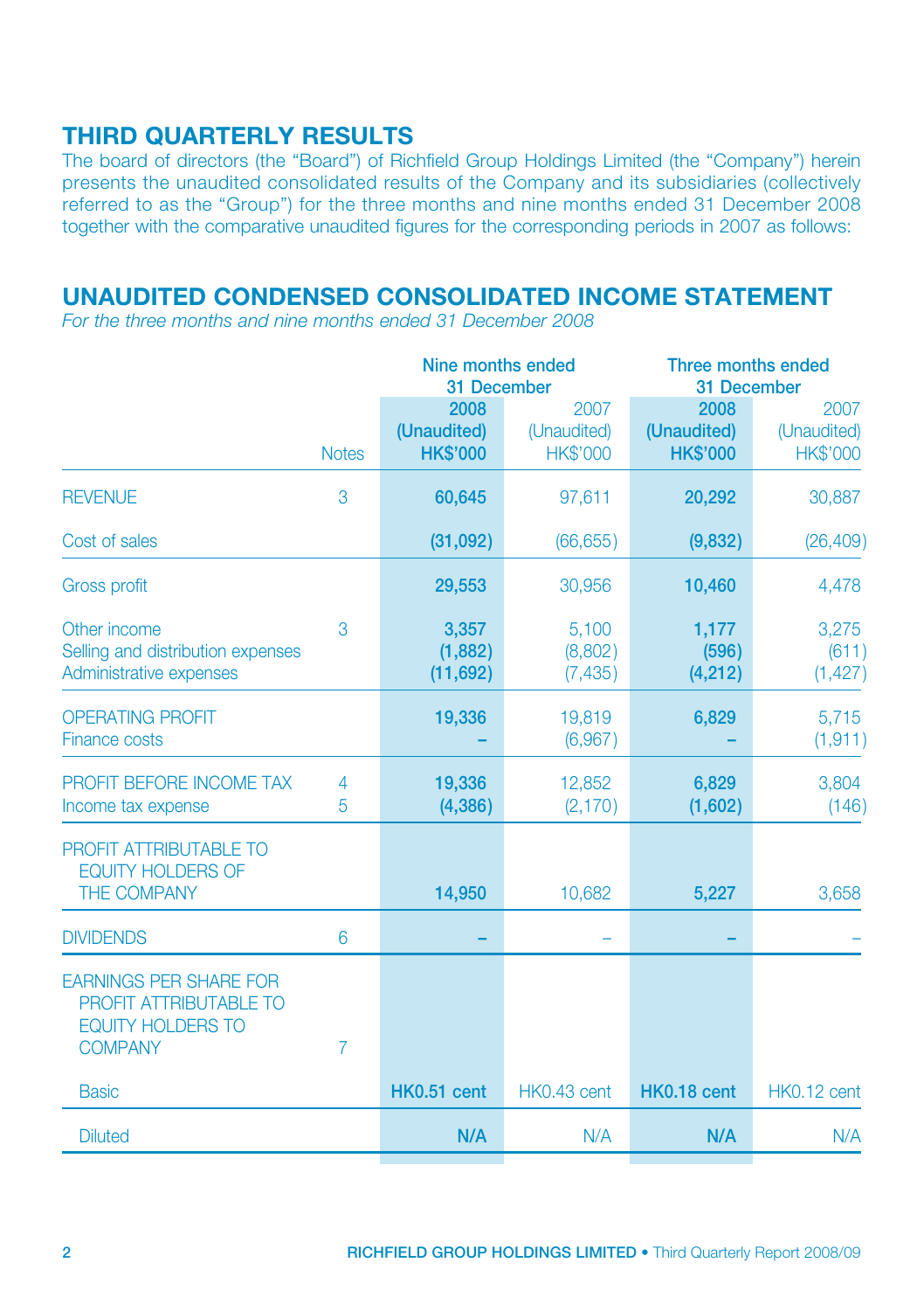## THIRD QUARTERLY RESULTS

The board of directors (the "Board") of Richfield Group Holdings Limited (the "Company") herein presents the unaudited consolidated results of the Company and its subsidiaries (collectively referred to as the "Group") for the three months and nine months ended 31 December 2008 together with the comparative unaudited figures for the corresponding periods in 2007 as follows:

## UNAUDITED CONDENSED CONSOLIDATED INCOME STATEMENT

*For the three months and nine months ended 31 December 2008*

| | | Nine months ended 31 December | | Three months ended 31 December | |
|---|---|---|---|---|---|
| | Notes | **2008 (Unaudited) HK$'000** | 2007 (Unaudited) HK$'000 | **2008 (Unaudited) HK$'000** | 2007 (Unaudited) HK$'000 |
| REVENUE | 3 | **60,645** | 97,611 | **20,292** | 30,887 |
| Cost of sales | | **(31,092)** | (66,655) | **(9,832)** | (26,409) |
| Gross profit | | **29,553** | 30,956 | **10,460** | 4,478 |
| Other income | 3 | **3,357** | 5,100 | **1,177** | 3,275 |
| Selling and distribution expenses | | **(1,882)** | (8,802) | **(596)** | (611) |
| Administrative expenses | | **(11,692)** | (7,435) | **(4,212)** | (1,427) |
| OPERATING PROFIT | | **19,336** | 19,819 | **6,829** | 5,715 |
| Finance costs | | **–** | (6,967) | **–** | (1,911) |
| PROFIT BEFORE INCOME TAX | 4 | **19,336** | 12,852 | **6,829** | 3,804 |
| Income tax expense | 5 | **(4,386)** | (2,170) | **(1,602)** | (146) |
| PROFIT ATTRIBUTABLE TO EQUITY HOLDERS OF THE COMPANY | | **14,950** | 10,682 | **5,227** | 3,658 |
| DIVIDENDS | 6 | **–** | – | **–** | – |
| EARNINGS PER SHARE FOR PROFIT ATTRIBUTABLE TO EQUITY HOLDERS TO COMPANY | 7 | | | | |
| Basic | | **HK0.51 cent** | HK0.43 cent | **HK0.18 cent** | HK0.12 cent |
| Diluted | | **N/A** | N/A | **N/A** | N/A |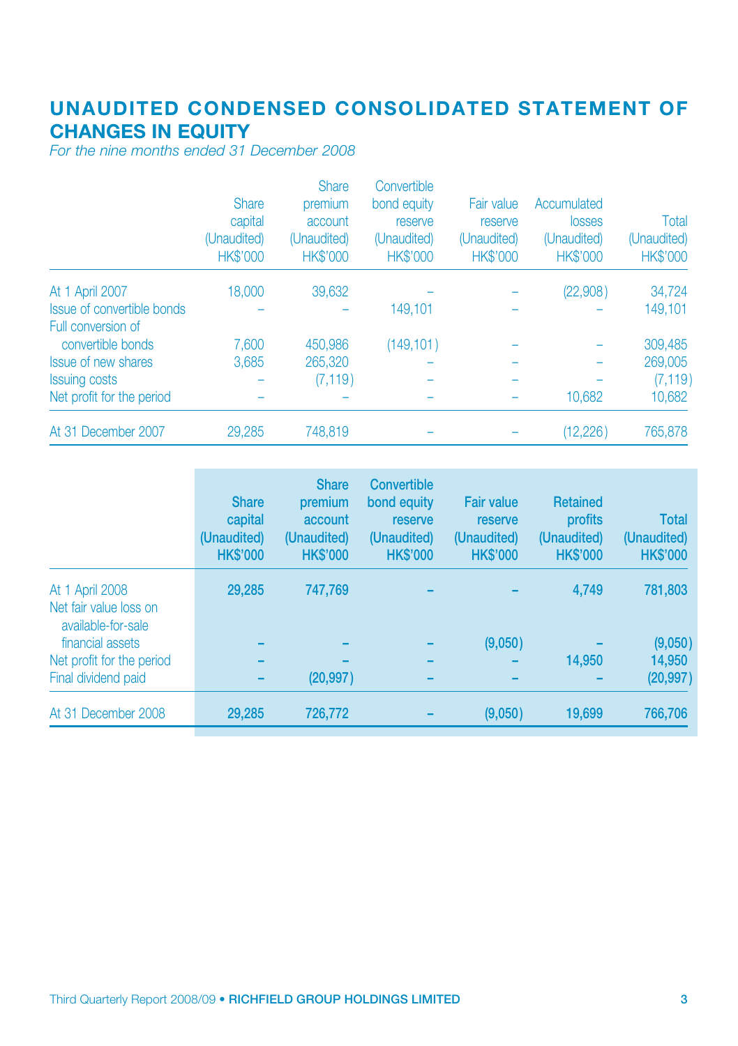# UNAUDITED CONDENSED CONSOLIDATED STATEMENT OF CHANGES IN EQUITY

*For the nine months ended 31 December 2008*

| | Share capital (Unaudited) HK$'000 | Share premium account (Unaudited) HK$'000 | Convertible bond equity reserve (Unaudited) HK$'000 | Fair value reserve (Unaudited) HK$'000 | Accumulated losses (Unaudited) HK$'000 | Total (Unaudited) HK$'000 |
|---|---|---|---|---|---|---|
| At 1 April 2007 | 18,000 | 39,632 | – | – | (22,908) | 34,724 |
| Issue of convertible bonds | – | – | 149,101 | – | – | 149,101 |
| Full conversion of convertible bonds | 7,600 | 450,986 | (149,101) | – | – | 309,485 |
| Issue of new shares | 3,685 | 265,320 | – | – | – | 269,005 |
| Issuing costs | – | (7,119) | – | – | – | (7,119) |
| Net profit for the period | – | – | – | – | 10,682 | 10,682 |
| At 31 December 2007 | 29,285 | 748,819 | – | – | (12,226) | 765,878 |

| | **Share capital (Unaudited) HK$'000** | **Share premium account (Unaudited) HK$'000** | **Convertible bond equity reserve (Unaudited) HK$'000** | **Fair value reserve (Unaudited) HK$'000** | **Retained profits (Unaudited) HK$'000** | **Total (Unaudited) HK$'000** |
|---|---|---|---|---|---|---|
| At 1 April 2008 | **29,285** | **747,769** | **–** | **–** | **4,749** | **781,803** |
| Net fair value loss on available-for-sale financial assets | **–** | **–** | **–** | **(9,050)** | **–** | **(9,050)** |
| Net profit for the period | **–** | **–** | **–** | **–** | **14,950** | **14,950** |
| Final dividend paid | **–** | **(20,997)** | **–** | **–** | **–** | **(20,997)** |
| At 31 December 2008 | **29,285** | **726,772** | **–** | **(9,050)** | **19,699** | **766,706** |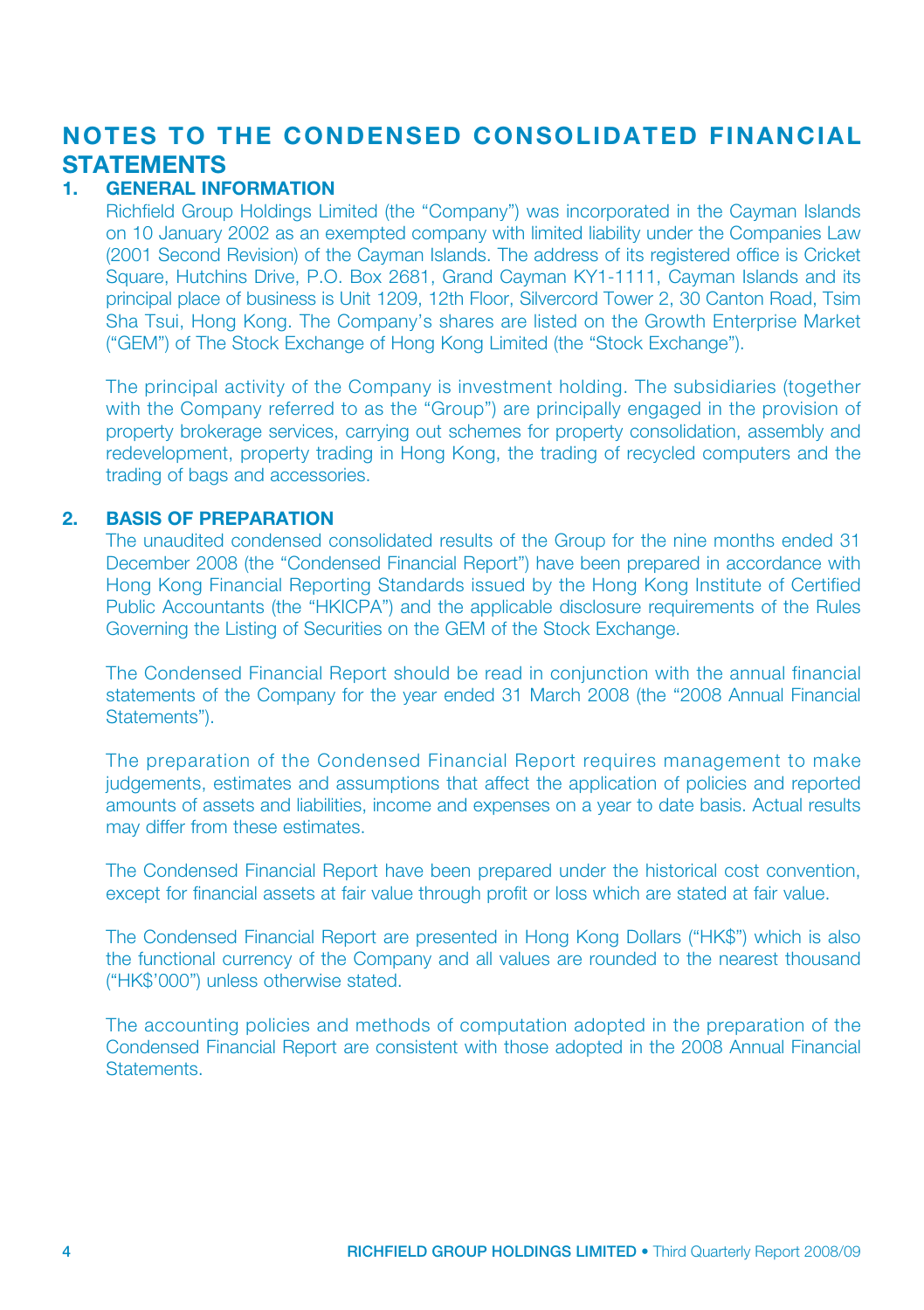# NOTES TO THE CONDENSED CONSOLIDATED FINANCIAL STATEMENTS

## 1. GENERAL INFORMATION

Richfield Group Holdings Limited (the "Company") was incorporated in the Cayman Islands on 10 January 2002 as an exempted company with limited liability under the Companies Law (2001 Second Revision) of the Cayman Islands. The address of its registered office is Cricket Square, Hutchins Drive, P.O. Box 2681, Grand Cayman KY1-1111, Cayman Islands and its principal place of business is Unit 1209, 12th Floor, Silvercord Tower 2, 30 Canton Road, Tsim Sha Tsui, Hong Kong. The Company's shares are listed on the Growth Enterprise Market ("GEM") of The Stock Exchange of Hong Kong Limited (the "Stock Exchange").

The principal activity of the Company is investment holding. The subsidiaries (together with the Company referred to as the "Group") are principally engaged in the provision of property brokerage services, carrying out schemes for property consolidation, assembly and redevelopment, property trading in Hong Kong, the trading of recycled computers and the trading of bags and accessories.

## 2. BASIS OF PREPARATION

The unaudited condensed consolidated results of the Group for the nine months ended 31 December 2008 (the "Condensed Financial Report") have been prepared in accordance with Hong Kong Financial Reporting Standards issued by the Hong Kong Institute of Certified Public Accountants (the "HKICPA") and the applicable disclosure requirements of the Rules Governing the Listing of Securities on the GEM of the Stock Exchange.

The Condensed Financial Report should be read in conjunction with the annual financial statements of the Company for the year ended 31 March 2008 (the "2008 Annual Financial Statements").

The preparation of the Condensed Financial Report requires management to make judgements, estimates and assumptions that affect the application of policies and reported amounts of assets and liabilities, income and expenses on a year to date basis. Actual results may differ from these estimates.

The Condensed Financial Report have been prepared under the historical cost convention, except for financial assets at fair value through profit or loss which are stated at fair value.

The Condensed Financial Report are presented in Hong Kong Dollars ("HK$") which is also the functional currency of the Company and all values are rounded to the nearest thousand ("HK$'000") unless otherwise stated.

The accounting policies and methods of computation adopted in the preparation of the Condensed Financial Report are consistent with those adopted in the 2008 Annual Financial Statements.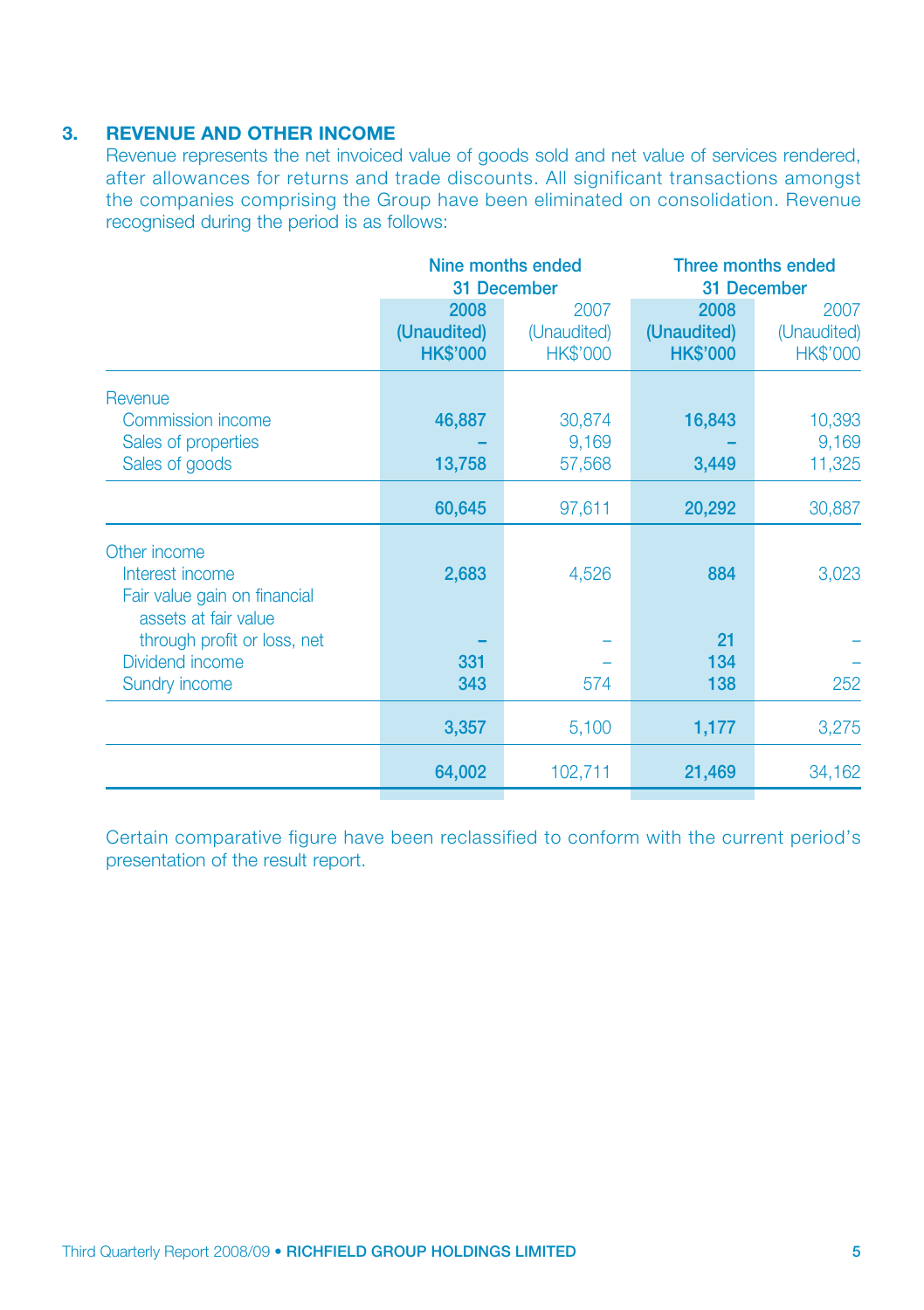## 3. REVENUE AND OTHER INCOME

Revenue represents the net invoiced value of goods sold and net value of services rendered, after allowances for returns and trade discounts. All significant transactions amongst the companies comprising the Group have been eliminated on consolidation. Revenue recognised during the period is as follows:

| | Nine months ended 31 December | | Three months ended 31 December | |
|---|---|---|---|---|
| | **2008 (Unaudited) HK$'000** | 2007 (Unaudited) HK$'000 | **2008 (Unaudited) HK$'000** | 2007 (Unaudited) HK$'000 |
| Revenue | | | | |
| Commission income | **46,887** | 30,874 | **16,843** | 10,393 |
| Sales of properties | **–** | 9,169 | **–** | 9,169 |
| Sales of goods | **13,758** | 57,568 | **3,449** | 11,325 |
| | **60,645** | 97,611 | **20,292** | 30,887 |
| Other income | | | | |
| Interest income | **2,683** | 4,526 | **884** | 3,023 |
| Fair value gain on financial assets at fair value through profit or loss, net | **–** | – | **21** | – |
| Dividend income | **331** | – | **134** | – |
| Sundry income | **343** | 574 | **138** | 252 |
| | **3,357** | 5,100 | **1,177** | 3,275 |
| | **64,002** | 102,711 | **21,469** | 34,162 |

Certain comparative figure have been reclassified to conform with the current period's presentation of the result report.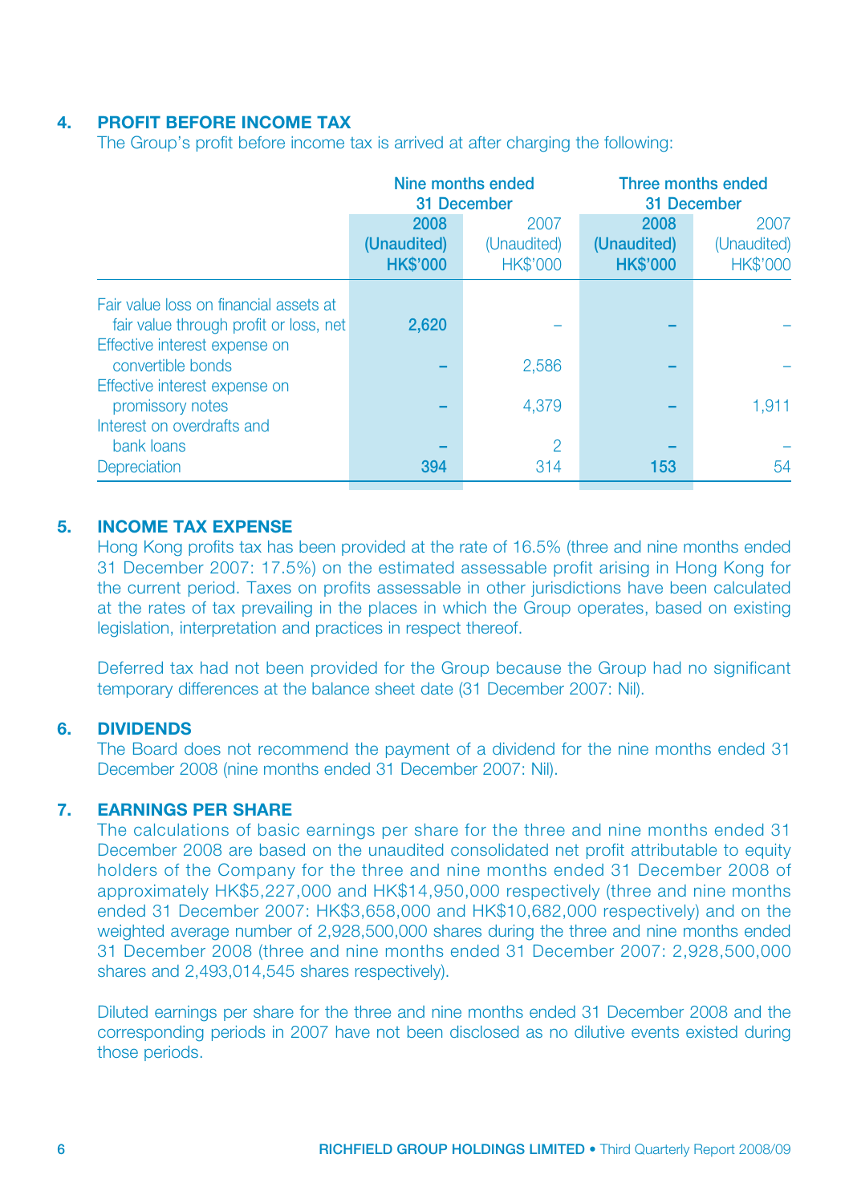## 4. PROFIT BEFORE INCOME TAX

The Group's profit before income tax is arrived at after charging the following:

| | Nine months ended 31 December | | Three months ended 31 December | |
|---|---|---|---|---|
| | **2008 (Unaudited) HK$'000** | 2007 (Unaudited) HK$'000 | **2008 (Unaudited) HK$'000** | 2007 (Unaudited) HK$'000 |
| Fair value loss on financial assets at fair value through profit or loss, net | **2,620** | – | **–** | – |
| Effective interest expense on convertible bonds | **–** | 2,586 | **–** | – |
| Effective interest expense on promissory notes | **–** | 4,379 | **–** | 1,911 |
| Interest on overdrafts and bank loans | **–** | 2 | **–** | – |
| Depreciation | **394** | 314 | **153** | 54 |

## 5. INCOME TAX EXPENSE

Hong Kong profits tax has been provided at the rate of 16.5% (three and nine months ended 31 December 2007: 17.5%) on the estimated assessable profit arising in Hong Kong for the current period. Taxes on profits assessable in other jurisdictions have been calculated at the rates of tax prevailing in the places in which the Group operates, based on existing legislation, interpretation and practices in respect thereof.

Deferred tax had not been provided for the Group because the Group had no significant temporary differences at the balance sheet date (31 December 2007: Nil).

## 6. DIVIDENDS

The Board does not recommend the payment of a dividend for the nine months ended 31 December 2008 (nine months ended 31 December 2007: Nil).

## 7. EARNINGS PER SHARE

The calculations of basic earnings per share for the three and nine months ended 31 December 2008 are based on the unaudited consolidated net profit attributable to equity holders of the Company for the three and nine months ended 31 December 2008 of approximately HK$5,227,000 and HK$14,950,000 respectively (three and nine months ended 31 December 2007: HK$3,658,000 and HK$10,682,000 respectively) and on the weighted average number of 2,928,500,000 shares during the three and nine months ended 31 December 2008 (three and nine months ended 31 December 2007: 2,928,500,000 shares and 2,493,014,545 shares respectively).

Diluted earnings per share for the three and nine months ended 31 December 2008 and the corresponding periods in 2007 have not been disclosed as no dilutive events existed during those periods.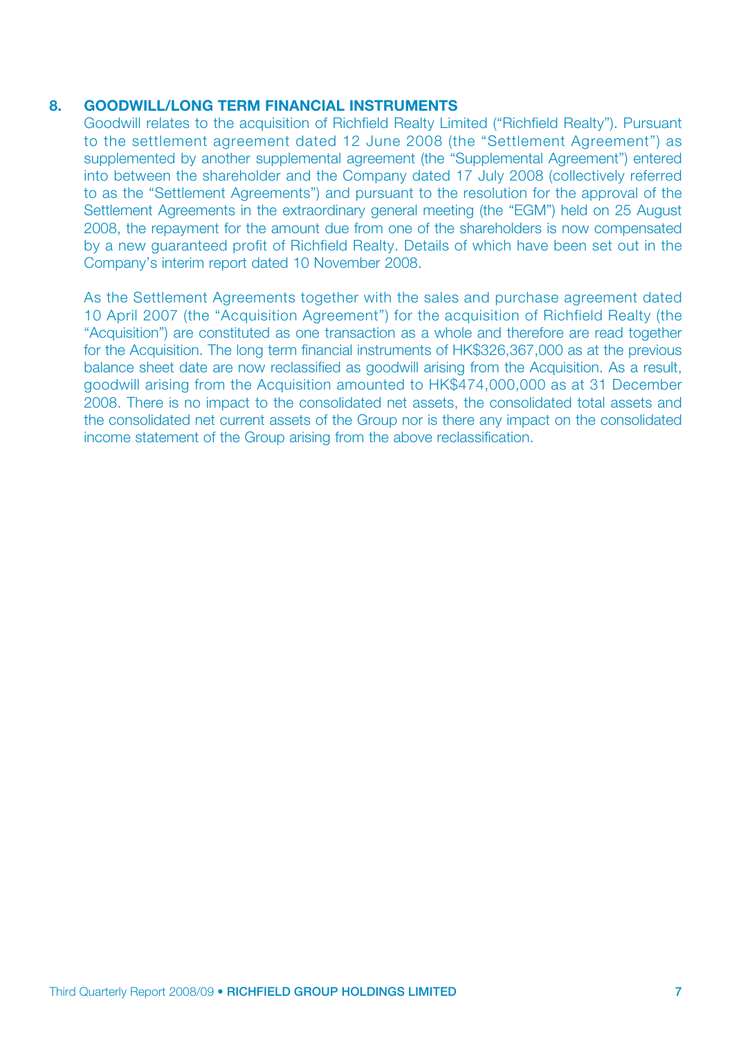## 8. GOODWILL/LONG TERM FINANCIAL INSTRUMENTS

Goodwill relates to the acquisition of Richfield Realty Limited ("Richfield Realty"). Pursuant to the settlement agreement dated 12 June 2008 (the "Settlement Agreement") as supplemented by another supplemental agreement (the "Supplemental Agreement") entered into between the shareholder and the Company dated 17 July 2008 (collectively referred to as the "Settlement Agreements") and pursuant to the resolution for the approval of the Settlement Agreements in the extraordinary general meeting (the "EGM") held on 25 August 2008, the repayment for the amount due from one of the shareholders is now compensated by a new guaranteed profit of Richfield Realty. Details of which have been set out in the Company's interim report dated 10 November 2008.

As the Settlement Agreements together with the sales and purchase agreement dated 10 April 2007 (the "Acquisition Agreement") for the acquisition of Richfield Realty (the "Acquisition") are constituted as one transaction as a whole and therefore are read together for the Acquisition. The long term financial instruments of HK$326,367,000 as at the previous balance sheet date are now reclassified as goodwill arising from the Acquisition. As a result, goodwill arising from the Acquisition amounted to HK$474,000,000 as at 31 December 2008. There is no impact to the consolidated net assets, the consolidated total assets and the consolidated net current assets of the Group nor is there any impact on the consolidated income statement of the Group arising from the above reclassification.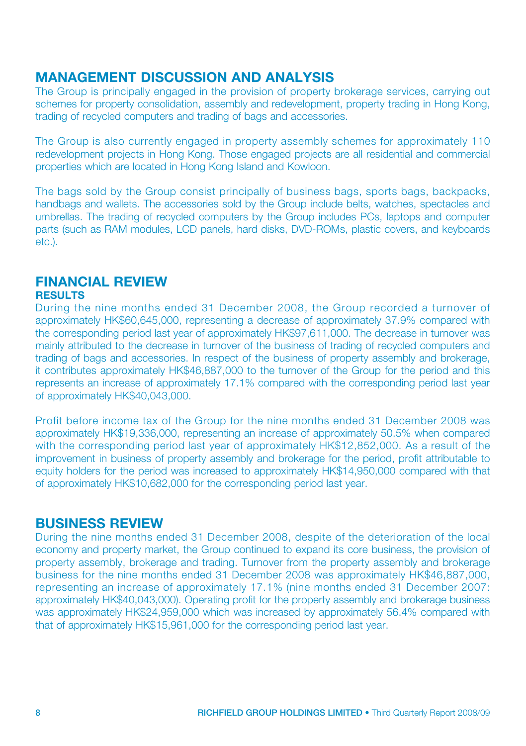# MANAGEMENT DISCUSSION AND ANALYSIS

The Group is principally engaged in the provision of property brokerage services, carrying out schemes for property consolidation, assembly and redevelopment, property trading in Hong Kong, trading of recycled computers and trading of bags and accessories.

The Group is also currently engaged in property assembly schemes for approximately 110 redevelopment projects in Hong Kong. Those engaged projects are all residential and commercial properties which are located in Hong Kong Island and Kowloon.

The bags sold by the Group consist principally of business bags, sports bags, backpacks, handbags and wallets. The accessories sold by the Group include belts, watches, spectacles and umbrellas. The trading of recycled computers by the Group includes PCs, laptops and computer parts (such as RAM modules, LCD panels, hard disks, DVD-ROMs, plastic covers, and keyboards etc.).

# FINANCIAL REVIEW

### RESULTS

During the nine months ended 31 December 2008, the Group recorded a turnover of approximately HK$60,645,000, representing a decrease of approximately 37.9% compared with the corresponding period last year of approximately HK$97,611,000. The decrease in turnover was mainly attributed to the decrease in turnover of the business of trading of recycled computers and trading of bags and accessories. In respect of the business of property assembly and brokerage, it contributes approximately HK$46,887,000 to the turnover of the Group for the period and this represents an increase of approximately 17.1% compared with the corresponding period last year of approximately HK$40,043,000.

Profit before income tax of the Group for the nine months ended 31 December 2008 was approximately HK$19,336,000, representing an increase of approximately 50.5% when compared with the corresponding period last year of approximately HK$12,852,000. As a result of the improvement in business of property assembly and brokerage for the period, profit attributable to equity holders for the period was increased to approximately HK$14,950,000 compared with that of approximately HK$10,682,000 for the corresponding period last year.

# BUSINESS REVIEW

During the nine months ended 31 December 2008, despite of the deterioration of the local economy and property market, the Group continued to expand its core business, the provision of property assembly, brokerage and trading. Turnover from the property assembly and brokerage business for the nine months ended 31 December 2008 was approximately HK$46,887,000, representing an increase of approximately 17.1% (nine months ended 31 December 2007: approximately HK$40,043,000). Operating profit for the property assembly and brokerage business was approximately HK$24,959,000 which was increased by approximately 56.4% compared with that of approximately HK$15,961,000 for the corresponding period last year.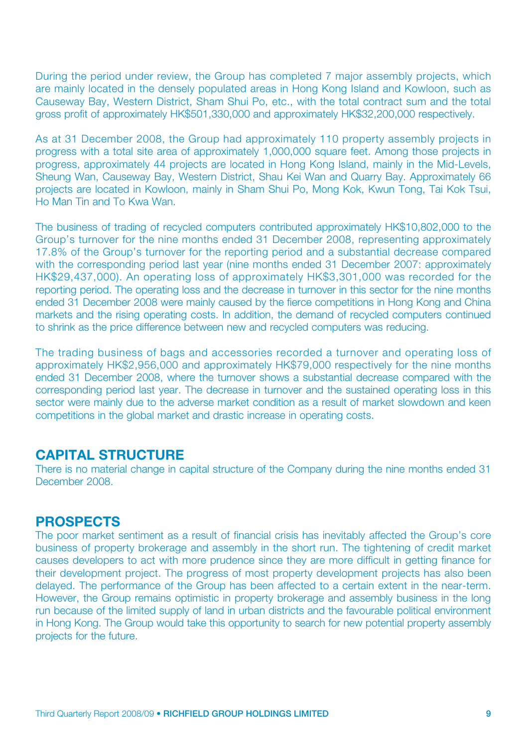During the period under review, the Group has completed 7 major assembly projects, which are mainly located in the densely populated areas in Hong Kong Island and Kowloon, such as Causeway Bay, Western District, Sham Shui Po, etc., with the total contract sum and the total gross profit of approximately HK$501,330,000 and approximately HK$32,200,000 respectively.

As at 31 December 2008, the Group had approximately 110 property assembly projects in progress with a total site area of approximately 1,000,000 square feet. Among those projects in progress, approximately 44 projects are located in Hong Kong Island, mainly in the Mid-Levels, Sheung Wan, Causeway Bay, Western District, Shau Kei Wan and Quarry Bay. Approximately 66 projects are located in Kowloon, mainly in Sham Shui Po, Mong Kok, Kwun Tong, Tai Kok Tsui, Ho Man Tin and To Kwa Wan.

The business of trading of recycled computers contributed approximately HK$10,802,000 to the Group's turnover for the nine months ended 31 December 2008, representing approximately 17.8% of the Group's turnover for the reporting period and a substantial decrease compared with the corresponding period last year (nine months ended 31 December 2007: approximately HK$29,437,000). An operating loss of approximately HK$3,301,000 was recorded for the reporting period. The operating loss and the decrease in turnover in this sector for the nine months ended 31 December 2008 were mainly caused by the fierce competitions in Hong Kong and China markets and the rising operating costs. In addition, the demand of recycled computers continued to shrink as the price difference between new and recycled computers was reducing.

The trading business of bags and accessories recorded a turnover and operating loss of approximately HK$2,956,000 and approximately HK$79,000 respectively for the nine months ended 31 December 2008, where the turnover shows a substantial decrease compared with the corresponding period last year. The decrease in turnover and the sustained operating loss in this sector were mainly due to the adverse market condition as a result of market slowdown and keen competitions in the global market and drastic increase in operating costs.

## CAPITAL STRUCTURE

There is no material change in capital structure of the Company during the nine months ended 31 December 2008.

## PROSPECTS

The poor market sentiment as a result of financial crisis has inevitably affected the Group's core business of property brokerage and assembly in the short run. The tightening of credit market causes developers to act with more prudence since they are more difficult in getting finance for their development project. The progress of most property development projects has also been delayed. The performance of the Group has been affected to a certain extent in the near-term. However, the Group remains optimistic in property brokerage and assembly business in the long run because of the limited supply of land in urban districts and the favourable political environment in Hong Kong. The Group would take this opportunity to search for new potential property assembly projects for the future.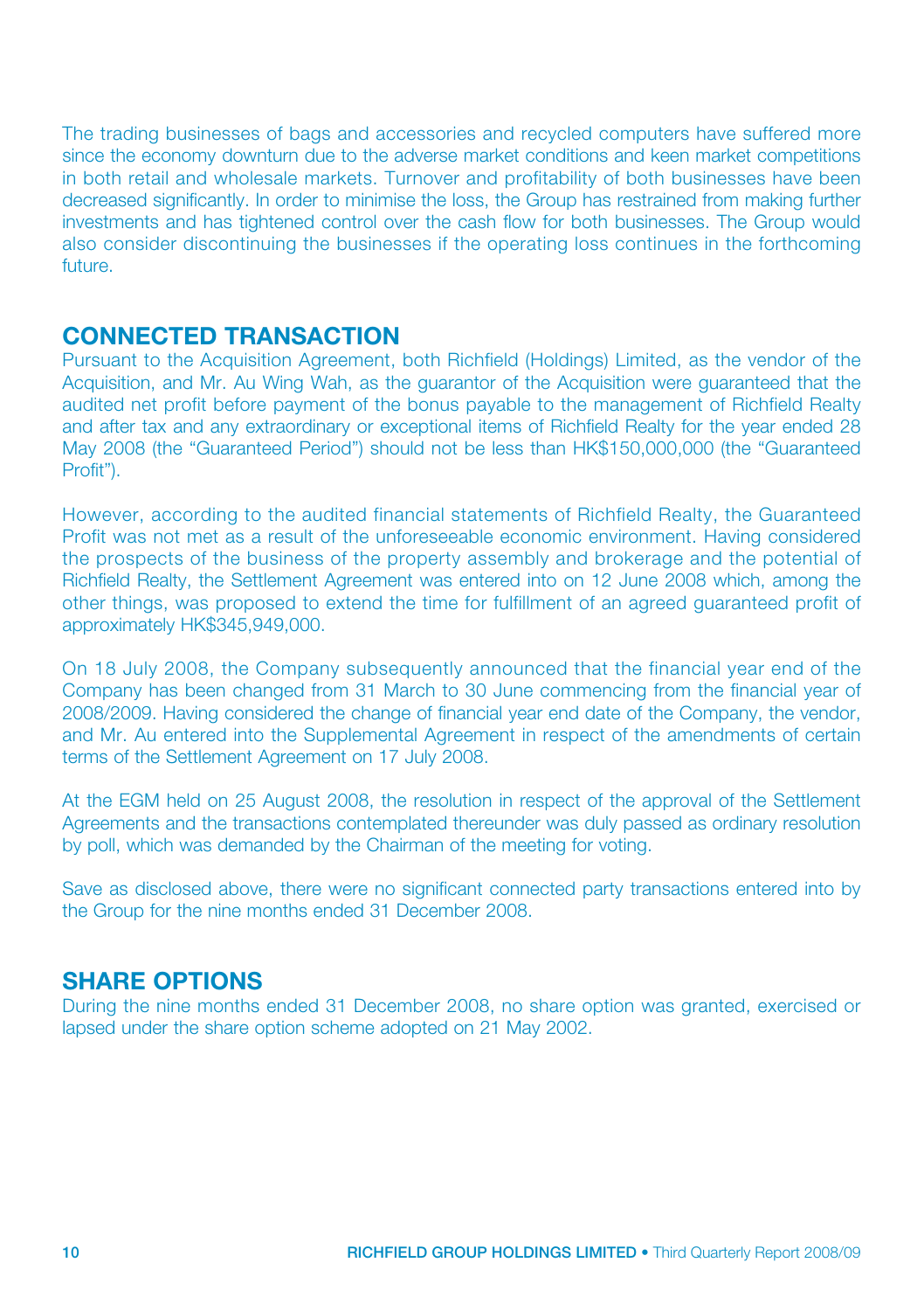The trading businesses of bags and accessories and recycled computers have suffered more since the economy downturn due to the adverse market conditions and keen market competitions in both retail and wholesale markets. Turnover and profitability of both businesses have been decreased significantly. In order to minimise the loss, the Group has restrained from making further investments and has tightened control over the cash flow for both businesses. The Group would also consider discontinuing the businesses if the operating loss continues in the forthcoming future.

## CONNECTED TRANSACTION

Pursuant to the Acquisition Agreement, both Richfield (Holdings) Limited, as the vendor of the Acquisition, and Mr. Au Wing Wah, as the guarantor of the Acquisition were guaranteed that the audited net profit before payment of the bonus payable to the management of Richfield Realty and after tax and any extraordinary or exceptional items of Richfield Realty for the year ended 28 May 2008 (the "Guaranteed Period") should not be less than HK$150,000,000 (the "Guaranteed Profit").

However, according to the audited financial statements of Richfield Realty, the Guaranteed Profit was not met as a result of the unforeseeable economic environment. Having considered the prospects of the business of the property assembly and brokerage and the potential of Richfield Realty, the Settlement Agreement was entered into on 12 June 2008 which, among the other things, was proposed to extend the time for fulfillment of an agreed guaranteed profit of approximately HK$345,949,000.

On 18 July 2008, the Company subsequently announced that the financial year end of the Company has been changed from 31 March to 30 June commencing from the financial year of 2008/2009. Having considered the change of financial year end date of the Company, the vendor, and Mr. Au entered into the Supplemental Agreement in respect of the amendments of certain terms of the Settlement Agreement on 17 July 2008.

At the EGM held on 25 August 2008, the resolution in respect of the approval of the Settlement Agreements and the transactions contemplated thereunder was duly passed as ordinary resolution by poll, which was demanded by the Chairman of the meeting for voting.

Save as disclosed above, there were no significant connected party transactions entered into by the Group for the nine months ended 31 December 2008.

## SHARE OPTIONS

During the nine months ended 31 December 2008, no share option was granted, exercised or lapsed under the share option scheme adopted on 21 May 2002.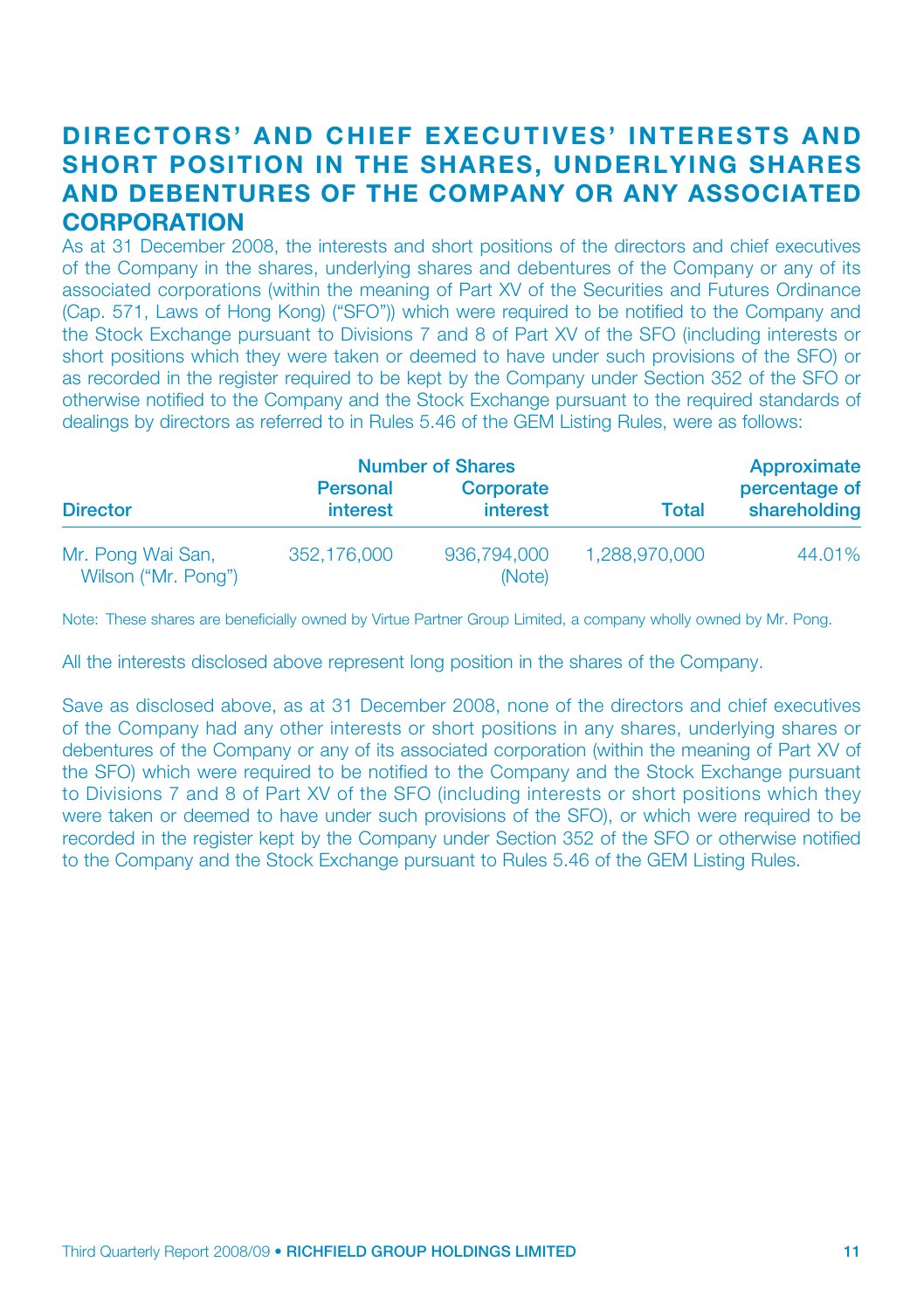## DIRECTORS' AND CHIEF EXECUTIVES' INTERESTS AND SHORT POSITION IN THE SHARES, UNDERLYING SHARES AND DEBENTURES OF THE COMPANY OR ANY ASSOCIATED CORPORATION

As at 31 December 2008, the interests and short positions of the directors and chief executives of the Company in the shares, underlying shares and debentures of the Company or any of its associated corporations (within the meaning of Part XV of the Securities and Futures Ordinance (Cap. 571, Laws of Hong Kong) ("SFO")) which were required to be notified to the Company and the Stock Exchange pursuant to Divisions 7 and 8 of Part XV of the SFO (including interests or short positions which they were taken or deemed to have under such provisions of the SFO) or as recorded in the register required to be kept by the Company under Section 352 of the SFO or otherwise notified to the Company and the Stock Exchange pursuant to the required standards of dealings by directors as referred to in Rules 5.46 of the GEM Listing Rules, were as follows:

| Director | Number of Shares | | | Approximate percentage of shareholding |
|---|---|---|---|---|
| | Personal interest | Corporate interest | Total | |
| Mr. Pong Wai San, Wilson ("Mr. Pong") | 352,176,000 | 936,794,000 (Note) | 1,288,970,000 | 44.01% |

Note: These shares are beneficially owned by Virtue Partner Group Limited, a company wholly owned by Mr. Pong.

All the interests disclosed above represent long position in the shares of the Company.

Save as disclosed above, as at 31 December 2008, none of the directors and chief executives of the Company had any other interests or short positions in any shares, underlying shares or debentures of the Company or any of its associated corporation (within the meaning of Part XV of the SFO) which were required to be notified to the Company and the Stock Exchange pursuant to Divisions 7 and 8 of Part XV of the SFO (including interests or short positions which they were taken or deemed to have under such provisions of the SFO), or which were required to be recorded in the register kept by the Company under Section 352 of the SFO or otherwise notified to the Company and the Stock Exchange pursuant to Rules 5.46 of the GEM Listing Rules.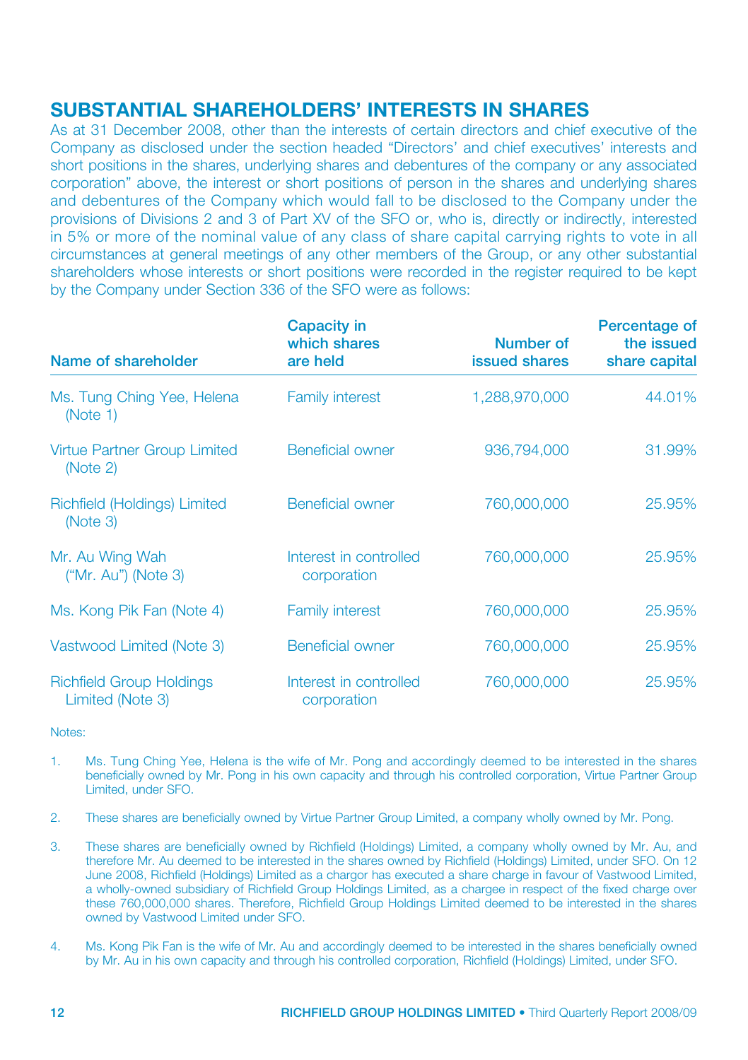## SUBSTANTIAL SHAREHOLDERS' INTERESTS IN SHARES

As at 31 December 2008, other than the interests of certain directors and chief executive of the Company as disclosed under the section headed "Directors' and chief executives' interests and short positions in the shares, underlying shares and debentures of the company or any associated corporation" above, the interest or short positions of person in the shares and underlying shares and debentures of the Company which would fall to be disclosed to the Company under the provisions of Divisions 2 and 3 of Part XV of the SFO or, who is, directly or indirectly, interested in 5% or more of the nominal value of any class of share capital carrying rights to vote in all circumstances at general meetings of any other members of the Group, or any other substantial shareholders whose interests or short positions were recorded in the register required to be kept by the Company under Section 336 of the SFO were as follows:

| Name of shareholder | Capacity in which shares are held | Number of issued shares | Percentage of the issued share capital |
|---|---|---|---|
| Ms. Tung Ching Yee, Helena (Note 1) | Family interest | 1,288,970,000 | 44.01% |
| Virtue Partner Group Limited (Note 2) | Beneficial owner | 936,794,000 | 31.99% |
| Richfield (Holdings) Limited (Note 3) | Beneficial owner | 760,000,000 | 25.95% |
| Mr. Au Wing Wah ("Mr. Au") (Note 3) | Interest in controlled corporation | 760,000,000 | 25.95% |
| Ms. Kong Pik Fan (Note 4) | Family interest | 760,000,000 | 25.95% |
| Vastwood Limited (Note 3) | Beneficial owner | 760,000,000 | 25.95% |
| Richfield Group Holdings Limited (Note 3) | Interest in controlled corporation | 760,000,000 | 25.95% |

Notes:

1. Ms. Tung Ching Yee, Helena is the wife of Mr. Pong and accordingly deemed to be interested in the shares beneficially owned by Mr. Pong in his own capacity and through his controlled corporation, Virtue Partner Group Limited, under SFO.

2. These shares are beneficially owned by Virtue Partner Group Limited, a company wholly owned by Mr. Pong.

3. These shares are beneficially owned by Richfield (Holdings) Limited, a company wholly owned by Mr. Au, and therefore Mr. Au deemed to be interested in the shares owned by Richfield (Holdings) Limited, under SFO. On 12 June 2008, Richfield (Holdings) Limited as a chargor has executed a share charge in favour of Vastwood Limited, a wholly-owned subsidiary of Richfield Group Holdings Limited, as a chargee in respect of the fixed charge over these 760,000,000 shares. Therefore, Richfield Group Holdings Limited deemed to be interested in the shares owned by Vastwood Limited under SFO.

4. Ms. Kong Pik Fan is the wife of Mr. Au and accordingly deemed to be interested in the shares beneficially owned by Mr. Au in his own capacity and through his controlled corporation, Richfield (Holdings) Limited, under SFO.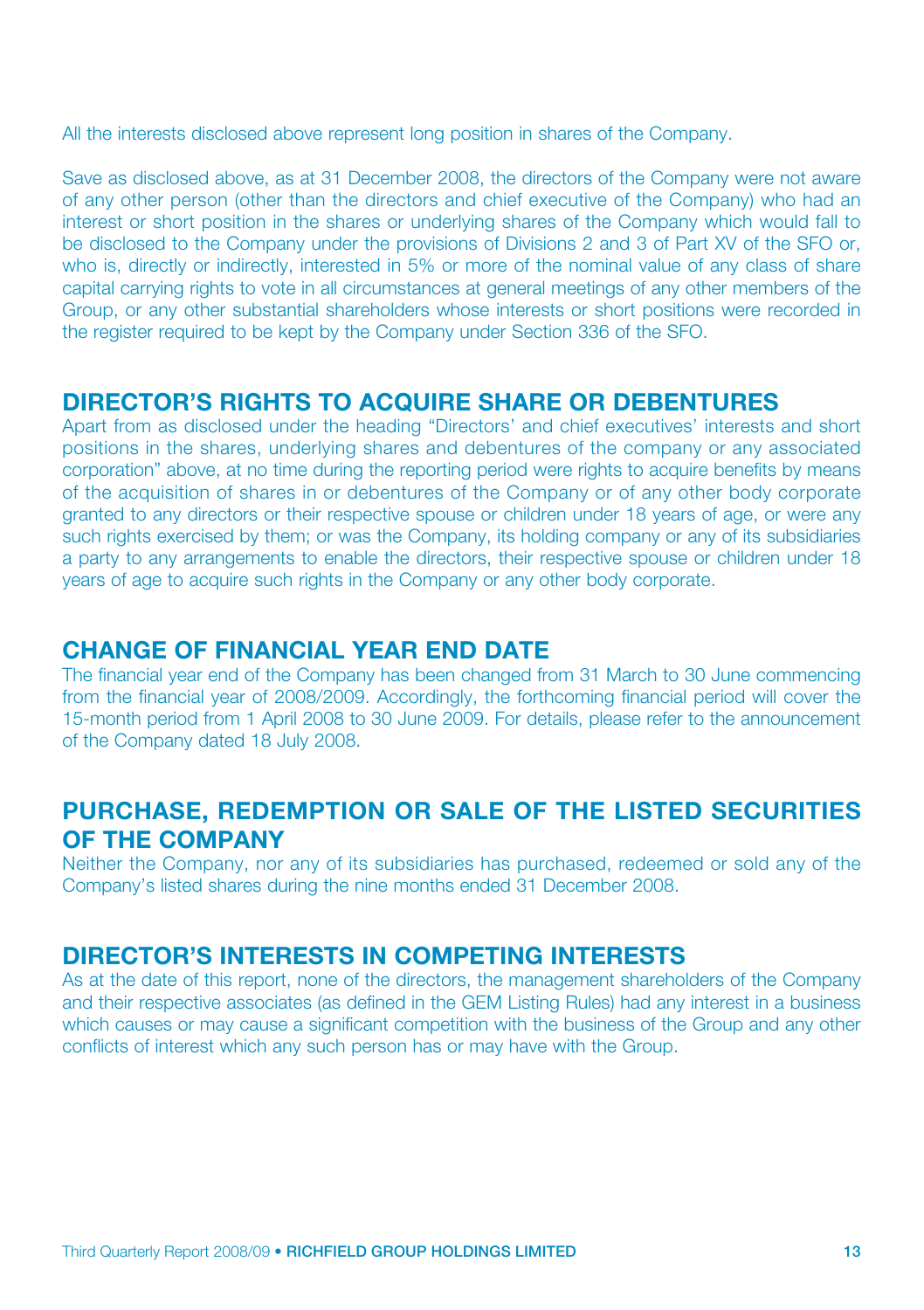All the interests disclosed above represent long position in shares of the Company.

Save as disclosed above, as at 31 December 2008, the directors of the Company were not aware of any other person (other than the directors and chief executive of the Company) who had an interest or short position in the shares or underlying shares of the Company which would fall to be disclosed to the Company under the provisions of Divisions 2 and 3 of Part XV of the SFO or, who is, directly or indirectly, interested in 5% or more of the nominal value of any class of share capital carrying rights to vote in all circumstances at general meetings of any other members of the Group, or any other substantial shareholders whose interests or short positions were recorded in the register required to be kept by the Company under Section 336 of the SFO.

## DIRECTOR'S RIGHTS TO ACQUIRE SHARE OR DEBENTURES

Apart from as disclosed under the heading "Directors' and chief executives' interests and short positions in the shares, underlying shares and debentures of the company or any associated corporation" above, at no time during the reporting period were rights to acquire benefits by means of the acquisition of shares in or debentures of the Company or of any other body corporate granted to any directors or their respective spouse or children under 18 years of age, or were any such rights exercised by them; or was the Company, its holding company or any of its subsidiaries a party to any arrangements to enable the directors, their respective spouse or children under 18 years of age to acquire such rights in the Company or any other body corporate.

## CHANGE OF FINANCIAL YEAR END DATE

The financial year end of the Company has been changed from 31 March to 30 June commencing from the financial year of 2008/2009. Accordingly, the forthcoming financial period will cover the 15-month period from 1 April 2008 to 30 June 2009. For details, please refer to the announcement of the Company dated 18 July 2008.

## PURCHASE, REDEMPTION OR SALE OF THE LISTED SECURITIES OF THE COMPANY

Neither the Company, nor any of its subsidiaries has purchased, redeemed or sold any of the Company's listed shares during the nine months ended 31 December 2008.

## DIRECTOR'S INTERESTS IN COMPETING INTERESTS

As at the date of this report, none of the directors, the management shareholders of the Company and their respective associates (as defined in the GEM Listing Rules) had any interest in a business which causes or may cause a significant competition with the business of the Group and any other conflicts of interest which any such person has or may have with the Group.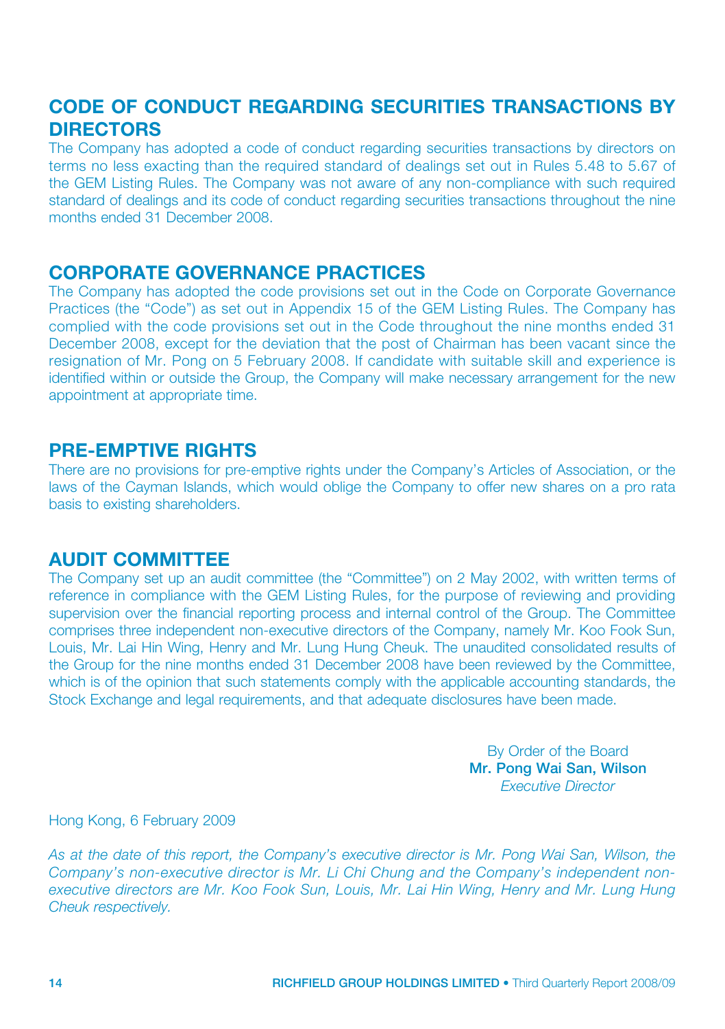## CODE OF CONDUCT REGARDING SECURITIES TRANSACTIONS BY DIRECTORS

The Company has adopted a code of conduct regarding securities transactions by directors on terms no less exacting than the required standard of dealings set out in Rules 5.48 to 5.67 of the GEM Listing Rules. The Company was not aware of any non-compliance with such required standard of dealings and its code of conduct regarding securities transactions throughout the nine months ended 31 December 2008.

## CORPORATE GOVERNANCE PRACTICES

The Company has adopted the code provisions set out in the Code on Corporate Governance Practices (the "Code") as set out in Appendix 15 of the GEM Listing Rules. The Company has complied with the code provisions set out in the Code throughout the nine months ended 31 December 2008, except for the deviation that the post of Chairman has been vacant since the resignation of Mr. Pong on 5 February 2008. If candidate with suitable skill and experience is identified within or outside the Group, the Company will make necessary arrangement for the new appointment at appropriate time.

## PRE-EMPTIVE RIGHTS

There are no provisions for pre-emptive rights under the Company's Articles of Association, or the laws of the Cayman Islands, which would oblige the Company to offer new shares on a pro rata basis to existing shareholders.

## AUDIT COMMITTEE

The Company set up an audit committee (the "Committee") on 2 May 2002, with written terms of reference in compliance with the GEM Listing Rules, for the purpose of reviewing and providing supervision over the financial reporting process and internal control of the Group. The Committee comprises three independent non-executive directors of the Company, namely Mr. Koo Fook Sun, Louis, Mr. Lai Hin Wing, Henry and Mr. Lung Hung Cheuk. The unaudited consolidated results of the Group for the nine months ended 31 December 2008 have been reviewed by the Committee, which is of the opinion that such statements comply with the applicable accounting standards, the Stock Exchange and legal requirements, and that adequate disclosures have been made.

By Order of the Board
**Mr. Pong Wai San, Wilson**
*Executive Director*

Hong Kong, 6 February 2009

*As at the date of this report, the Company's executive director is Mr. Pong Wai San, Wilson, the Company's non-executive director is Mr. Li Chi Chung and the Company's independent non-executive directors are Mr. Koo Fook Sun, Louis, Mr. Lai Hin Wing, Henry and Mr. Lung Hung Cheuk respectively.*